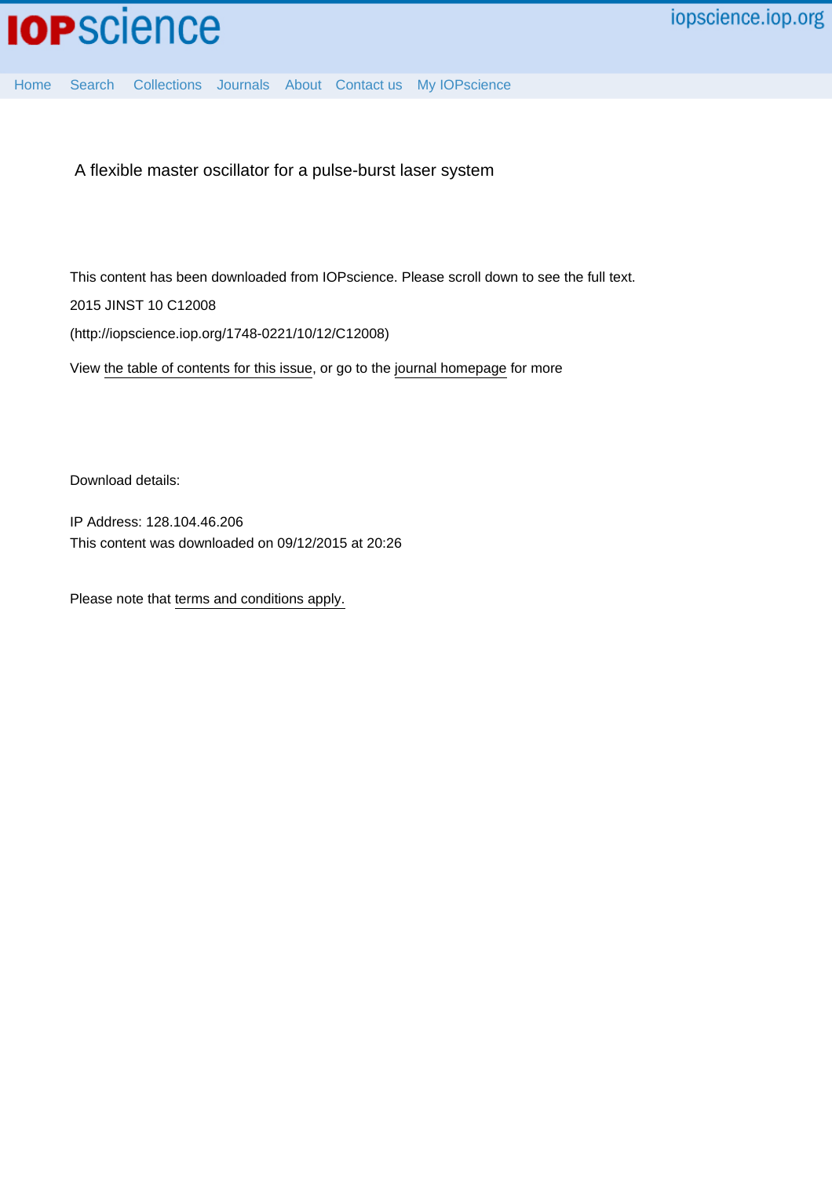A flexible master oscillator for a pulse-burst laser system

This content has been downloaded from IOPscience. Please scroll down to see the full text.

2015 JINST 10 C12008

(http://iopscience.iop.org/1748-0221/10/12/C12008)

View the table of contents for this issue, or go to the journal homepage for more

Download details:

IP Address: 128.104.46.206

This content was downloaded on 09/12/2015 at 20:26

Please note that terms and conditions apply.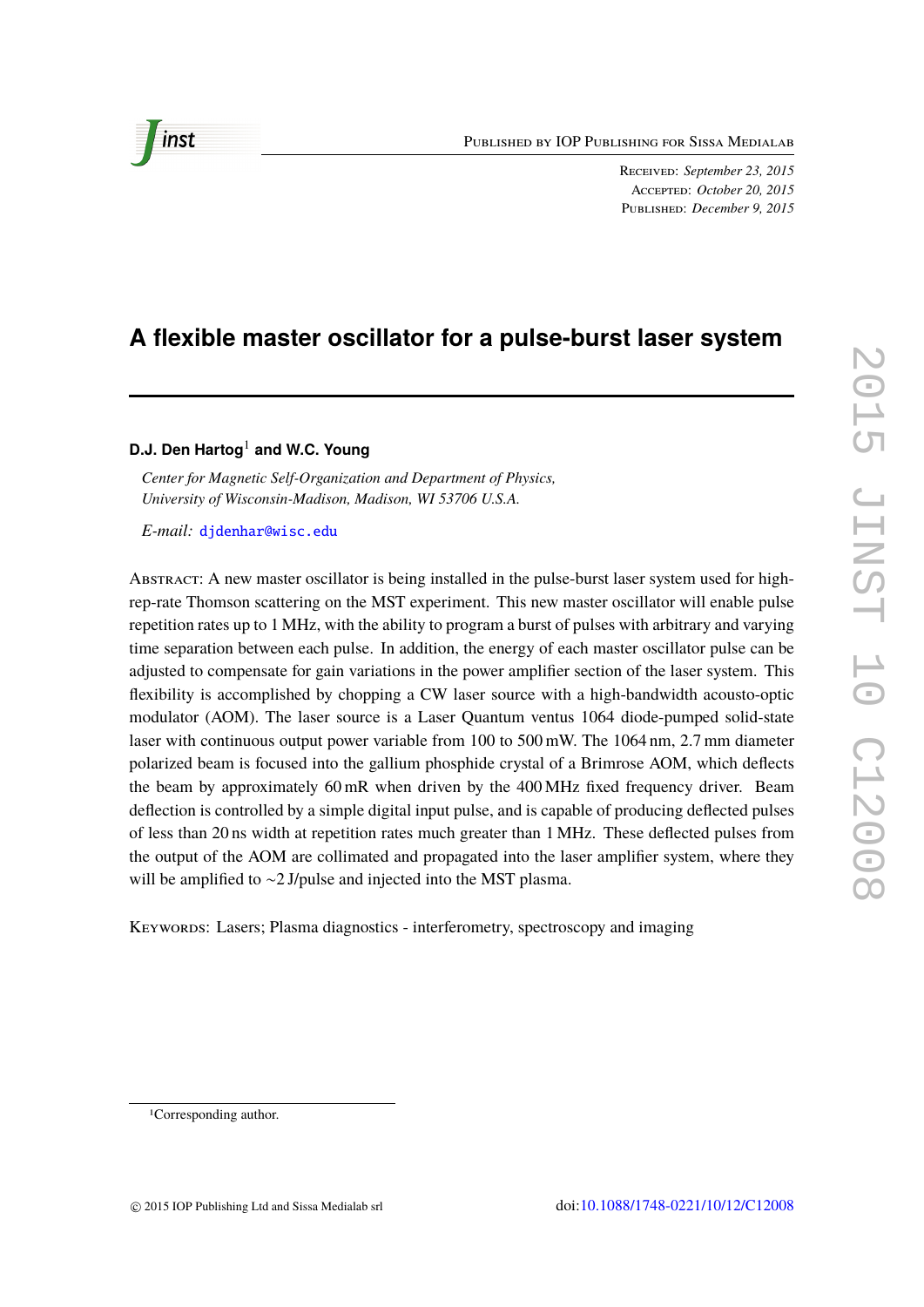# A flexible master oscillator for a pulse-burst laser system

D.J. Den Hartog[1] and W.C. Young

*Center for Magnetic Self-Organization and Department of Physics, University of Wisconsin-Madison, Madison, WI 53706 U.S.A.*

*E-mail:* djdenhar@wisc.edu

Abstract: A new master oscillator is being installed in the pulse-burst laser system used for high-rep-rate Thomson scattering on the MST experiment. This new master oscillator will enable pulse repetition rates up to 1 MHz, with the ability to program a burst of pulses with arbitrary and varying time separation between each pulse. In addition, the energy of each master oscillator pulse can be adjusted to compensate for gain variations in the power amplifier section of the laser system. This flexibility is accomplished by chopping a CW laser source with a high-bandwidth acousto-optic modulator (AOM). The laser source is a Laser Quantum ventus 1064 diode-pumped solid-state laser with continuous output power variable from 100 to 500 mW. The 1064 nm, 2.7 mm diameter polarized beam is focused into the gallium phosphide crystal of a Brimrose AOM, which deflects the beam by approximately 60 mR when driven by the 400 MHz fixed frequency driver. Beam deflection is controlled by a simple digital input pulse, and is capable of producing deflected pulses of less than 20 ns width at repetition rates much greater than 1 MHz. These deflected pulses from the output of the AOM are collimated and propagated into the laser amplifier system, where they will be amplified to ~2 J/pulse and injected into the MST plasma.

Keywords: Lasers; Plasma diagnostics - interferometry, spectroscopy and imaging

[1]Corresponding author.

© 2015 IOP Publishing Ltd and Sissa Medialab srl

doi:10.1088/1748-0221/10/12/C12008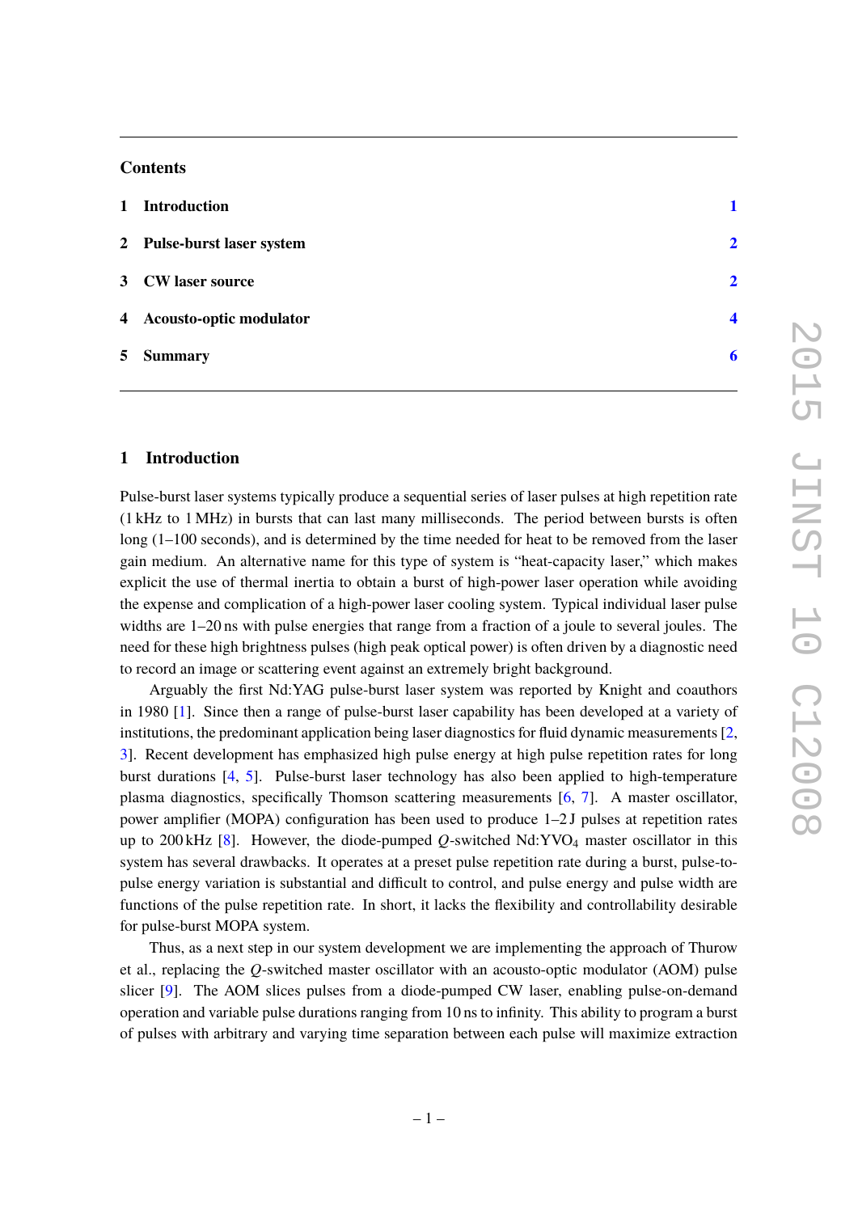## Contents

1 Introduction 1

2 Pulse-burst laser system 2

3 CW laser source 2

4 Acousto-optic modulator 4

5 Summary 6

## 1 Introduction

Pulse-burst laser systems typically produce a sequential series of laser pulses at high repetition rate (1 kHz to 1 MHz) in bursts that can last many milliseconds. The period between bursts is often long (1–100 seconds), and is determined by the time needed for heat to be removed from the laser gain medium. An alternative name for this type of system is "heat-capacity laser," which makes explicit the use of thermal inertia to obtain a burst of high-power laser operation while avoiding the expense and complication of a high-power laser cooling system. Typical individual laser pulse widths are 1–20 ns with pulse energies that range from a fraction of a joule to several joules. The need for these high brightness pulses (high peak optical power) is often driven by a diagnostic need to record an image or scattering event against an extremely bright background.

Arguably the first Nd:YAG pulse-burst laser system was reported by Knight and coauthors in 1980 [1]. Since then a range of pulse-burst laser capability has been developed at a variety of institutions, the predominant application being laser diagnostics for fluid dynamic measurements [2, 3]. Recent development has emphasized high pulse energy at high pulse repetition rates for long burst durations [4, 5]. Pulse-burst laser technology has also been applied to high-temperature plasma diagnostics, specifically Thomson scattering measurements [6, 7]. A master oscillator, power amplifier (MOPA) configuration has been used to produce 1–2 J pulses at repetition rates up to 200 kHz [8]. However, the diode-pumped $Q$-switched Nd:$YVO_4$ master oscillator in this system has several drawbacks. It operates at a preset pulse repetition rate during a burst, pulse-to-pulse energy variation is substantial and difficult to control, and pulse energy and pulse width are functions of the pulse repetition rate. In short, it lacks the flexibility and controllability desirable for pulse-burst MOPA system.

Thus, as a next step in our system development we are implementing the approach of Thurow et al., replacing the $Q$-switched master oscillator with an acousto-optic modulator (AOM) pulse slicer [9]. The AOM slices pulses from a diode-pumped CW laser, enabling pulse-on-demand operation and variable pulse durations ranging from 10 ns to infinity. This ability to program a burst of pulses with arbitrary and varying time separation between each pulse will maximize extraction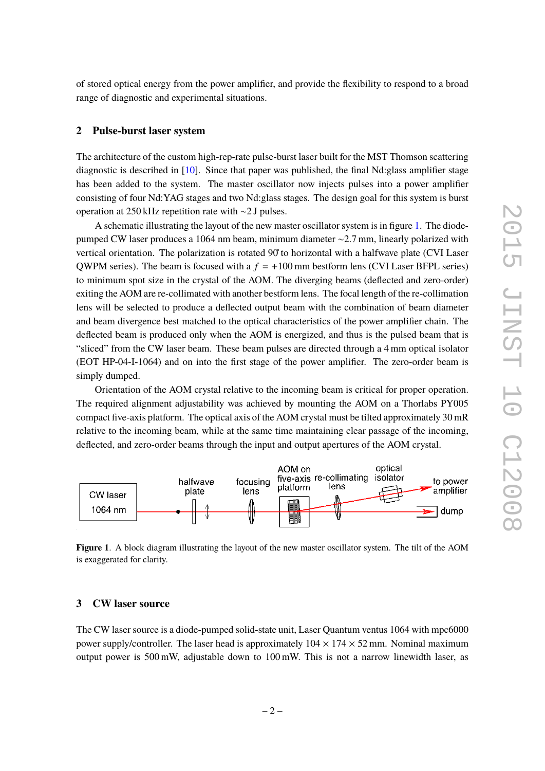of stored optical energy from the power amplifier, and provide the flexibility to respond to a broad range of diagnostic and experimental situations.

## 2 Pulse-burst laser system

The architecture of the custom high-rep-rate pulse-burst laser built for the MST Thomson scattering diagnostic is described in [10]. Since that paper was published, the final Nd:glass amplifier stage has been added to the system. The master oscillator now injects pulses into a power amplifier consisting of four Nd:YAG stages and two Nd:glass stages. The design goal for this system is burst operation at 250 kHz repetition rate with ~2 J pulses.

A schematic illustrating the layout of the new master oscillator system is in figure 1. The diode-pumped CW laser produces a 1064 nm beam, minimum diameter ~2.7 mm, linearly polarized with vertical orientation. The polarization is rotated 90° to horizontal with a halfwave plate (CVI Laser QWPM series). The beam is focused with a $f = +100$ mm bestform lens (CVI Laser BFPL series) to minimum spot size in the crystal of the AOM. The diverging beams (deflected and zero-order) exiting the AOM are re-collimated with another bestform lens. The focal length of the re-collimation lens will be selected to produce a deflected output beam with the combination of beam diameter and beam divergence best matched to the optical characteristics of the power amplifier chain. The deflected beam is produced only when the AOM is energized, and thus is the pulsed beam that is "sliced" from the CW laser beam. These beam pulses are directed through a 4 mm optical isolator (EOT HP-04-I-1064) and on into the first stage of the power amplifier. The zero-order beam is simply dumped.

Orientation of the AOM crystal relative to the incoming beam is critical for proper operation. The required alignment adjustability was achieved by mounting the AOM on a Thorlabs PY005 compact five-axis platform. The optical axis of the AOM crystal must be tilted approximately 30 mR relative to the incoming beam, while at the same time maintaining clear passage of the incoming, deflected, and zero-order beams through the input and output apertures of the AOM crystal.

**Figure 1**. A block diagram illustrating the layout of the new master oscillator system. The tilt of the AOM is exaggerated for clarity.

## 3 CW laser source

The CW laser source is a diode-pumped solid-state unit, Laser Quantum ventus 1064 with mpc6000 power supply/controller. The laser head is approximately 104 × 174 × 52 mm. Nominal maximum output power is 500 mW, adjustable down to 100 mW. This is not a narrow linewidth laser, as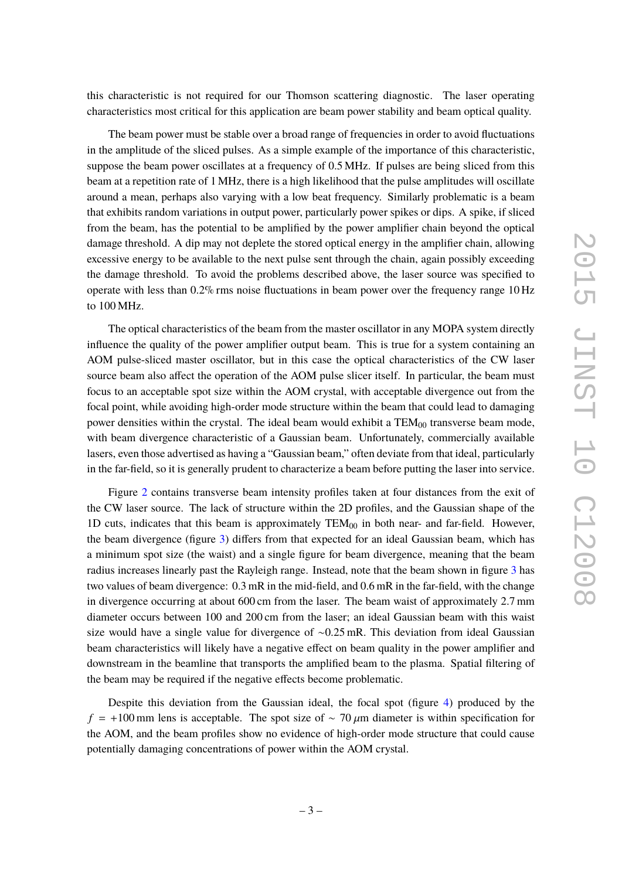this characteristic is not required for our Thomson scattering diagnostic. The laser operating characteristics most critical for this application are beam power stability and beam optical quality.

The beam power must be stable over a broad range of frequencies in order to avoid fluctuations in the amplitude of the sliced pulses. As a simple example of the importance of this characteristic, suppose the beam power oscillates at a frequency of 0.5 MHz. If pulses are being sliced from this beam at a repetition rate of 1 MHz, there is a high likelihood that the pulse amplitudes will oscillate around a mean, perhaps also varying with a low beat frequency. Similarly problematic is a beam that exhibits random variations in output power, particularly power spikes or dips. A spike, if sliced from the beam, has the potential to be amplified by the power amplifier chain beyond the optical damage threshold. A dip may not deplete the stored optical energy in the amplifier chain, allowing excessive energy to be available to the next pulse sent through the chain, again possibly exceeding the damage threshold. To avoid the problems described above, the laser source was specified to operate with less than 0.2% rms noise fluctuations in beam power over the frequency range 10 Hz to 100 MHz.

The optical characteristics of the beam from the master oscillator in any MOPA system directly influence the quality of the power amplifier output beam. This is true for a system containing an AOM pulse-sliced master oscillator, but in this case the optical characteristics of the CW laser source beam also affect the operation of the AOM pulse slicer itself. In particular, the beam must focus to an acceptable spot size within the AOM crystal, with acceptable divergence out from the focal point, while avoiding high-order mode structure within the beam that could lead to damaging power densities within the crystal. The ideal beam would exhibit a $TEM_{00}$ transverse beam mode, with beam divergence characteristic of a Gaussian beam. Unfortunately, commercially available lasers, even those advertised as having a "Gaussian beam," often deviate from that ideal, particularly in the far-field, so it is generally prudent to characterize a beam before putting the laser into service.

Figure 2 contains transverse beam intensity profiles taken at four distances from the exit of the CW laser source. The lack of structure within the 2D profiles, and the Gaussian shape of the 1D cuts, indicates that this beam is approximately $TEM_{00}$ in both near- and far-field. However, the beam divergence (figure 3) differs from that expected for an ideal Gaussian beam, which has a minimum spot size (the waist) and a single figure for beam divergence, meaning that the beam radius increases linearly past the Rayleigh range. Instead, note that the beam shown in figure 3 has two values of beam divergence: 0.3 mR in the mid-field, and 0.6 mR in the far-field, with the change in divergence occurring at about 600 cm from the laser. The beam waist of approximately 2.7 mm diameter occurs between 100 and 200 cm from the laser; an ideal Gaussian beam with this waist size would have a single value for divergence of ~0.25 mR. This deviation from ideal Gaussian beam characteristics will likely have a negative effect on beam quality in the power amplifier and downstream in the beamline that transports the amplified beam to the plasma. Spatial filtering of the beam may be required if the negative effects become problematic.

Despite this deviation from the Gaussian ideal, the focal spot (figure 4) produced by the $f = +100$ mm lens is acceptable. The spot size of $\sim 70\,\mu$m diameter is within specification for the AOM, and the beam profiles show no evidence of high-order mode structure that could cause potentially damaging concentrations of power within the AOM crystal.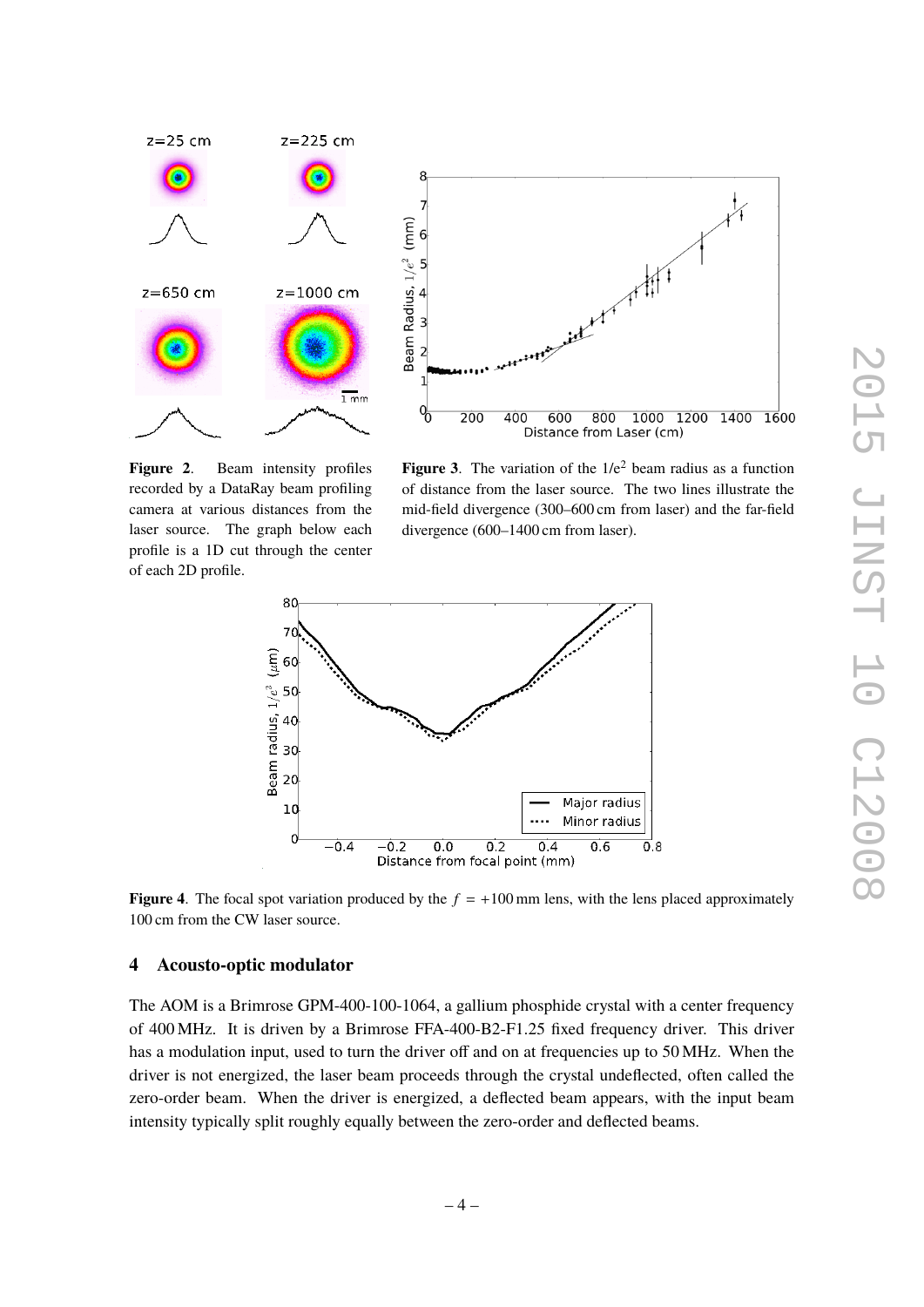**Figure 2**. Beam intensity profiles recorded by a DataRay beam profiling camera at various distances from the laser source. The graph below each profile is a 1D cut through the center of each 2D profile.

**Figure 3**. The variation of the $1/e^2$ beam radius as a function of distance from the laser source. The two lines illustrate the mid-field divergence (300–600 cm from laser) and the far-field divergence (600–1400 cm from laser).

**Figure 4**. The focal spot variation produced by the $f = +100$ mm lens, with the lens placed approximately 100 cm from the CW laser source.

## 4 Acousto-optic modulator

The AOM is a Brimrose GPM-400-100-1064, a gallium phosphide crystal with a center frequency of 400 MHz. It is driven by a Brimrose FFA-400-B2-F1.25 fixed frequency driver. This driver has a modulation input, used to turn the driver off and on at frequencies up to 50 MHz. When the driver is not energized, the laser beam proceeds through the crystal undeflected, often called the zero-order beam. When the driver is energized, a deflected beam appears, with the input beam intensity typically split roughly equally between the zero-order and deflected beams.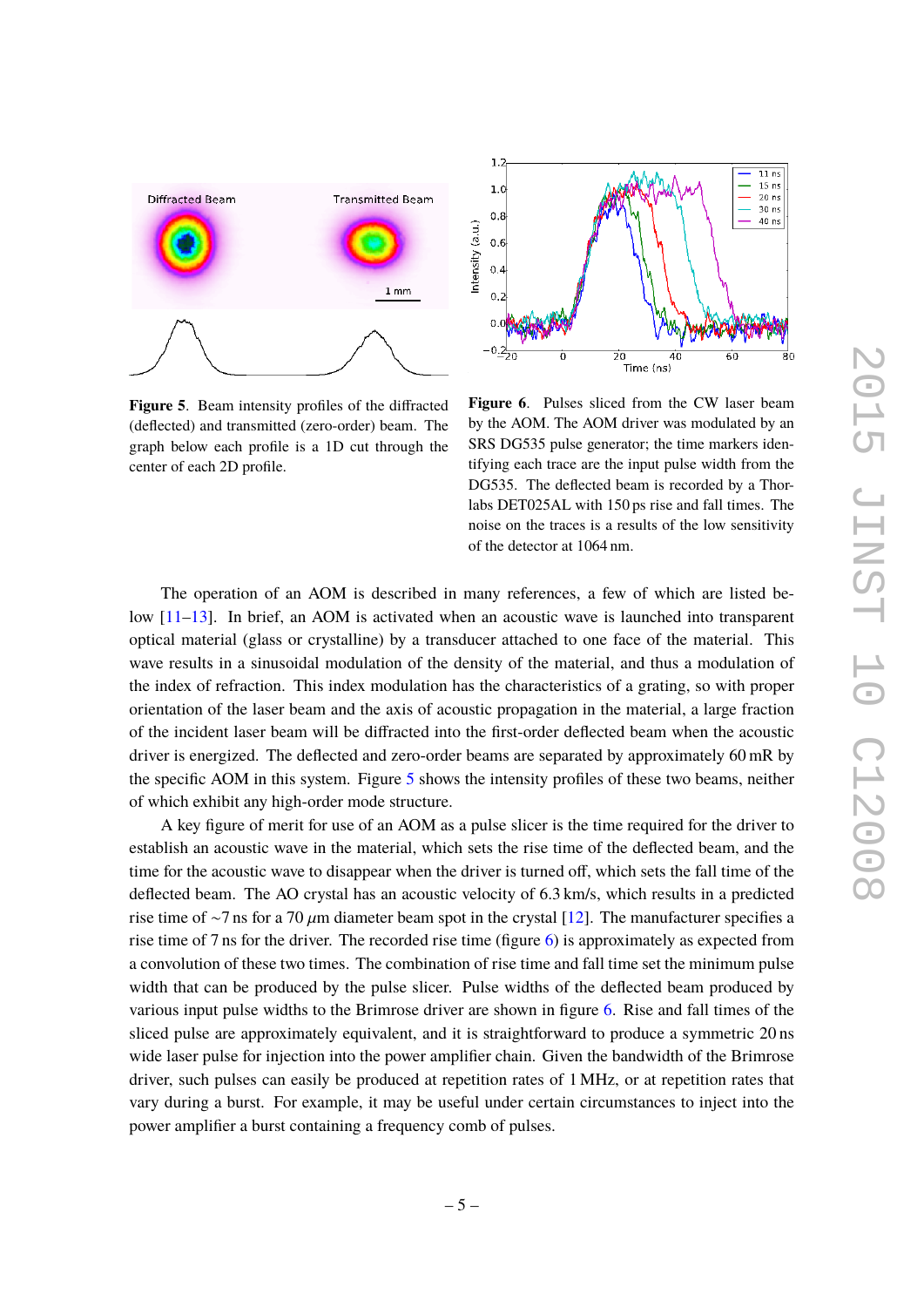**Figure 5**. Beam intensity profiles of the diffracted (deflected) and transmitted (zero-order) beam. The graph below each profile is a 1D cut through the center of each 2D profile.

**Figure 6**. Pulses sliced from the CW laser beam by the AOM. The AOM driver was modulated by an SRS DG535 pulse generator; the time markers identifying each trace are the input pulse width from the DG535. The deflected beam is recorded by a Thorlabs DET025AL with 150 ps rise and fall times. The noise on the traces is a results of the low sensitivity of the detector at 1064 nm.

The operation of an AOM is described in many references, a few of which are listed below [11–13]. In brief, an AOM is activated when an acoustic wave is launched into transparent optical material (glass or crystalline) by a transducer attached to one face of the material. This wave results in a sinusoidal modulation of the density of the material, and thus a modulation of the index of refraction. This index modulation has the characteristics of a grating, so with proper orientation of the laser beam and the axis of acoustic propagation in the material, a large fraction of the incident laser beam will be diffracted into the first-order deflected beam when the acoustic driver is energized. The deflected and zero-order beams are separated by approximately 60 mR by the specific AOM in this system. Figure 5 shows the intensity profiles of these two beams, neither of which exhibit any high-order mode structure.

A key figure of merit for use of an AOM as a pulse slicer is the time required for the driver to establish an acoustic wave in the material, which sets the rise time of the deflected beam, and the time for the acoustic wave to disappear when the driver is turned off, which sets the fall time of the deflected beam. The AO crystal has an acoustic velocity of 6.3 km/s, which results in a predicted rise time of ~7 ns for a 70 $\mu$m diameter beam spot in the crystal [12]. The manufacturer specifies a rise time of 7 ns for the driver. The recorded rise time (figure 6) is approximately as expected from a convolution of these two times. The combination of rise time and fall time set the minimum pulse width that can be produced by the pulse slicer. Pulse widths of the deflected beam produced by various input pulse widths to the Brimrose driver are shown in figure 6. Rise and fall times of the sliced pulse are approximately equivalent, and it is straightforward to produce a symmetric 20 ns wide laser pulse for injection into the power amplifier chain. Given the bandwidth of the Brimrose driver, such pulses can easily be produced at repetition rates of 1 MHz, or at repetition rates that vary during a burst. For example, it may be useful under certain circumstances to inject into the power amplifier a burst containing a frequency comb of pulses.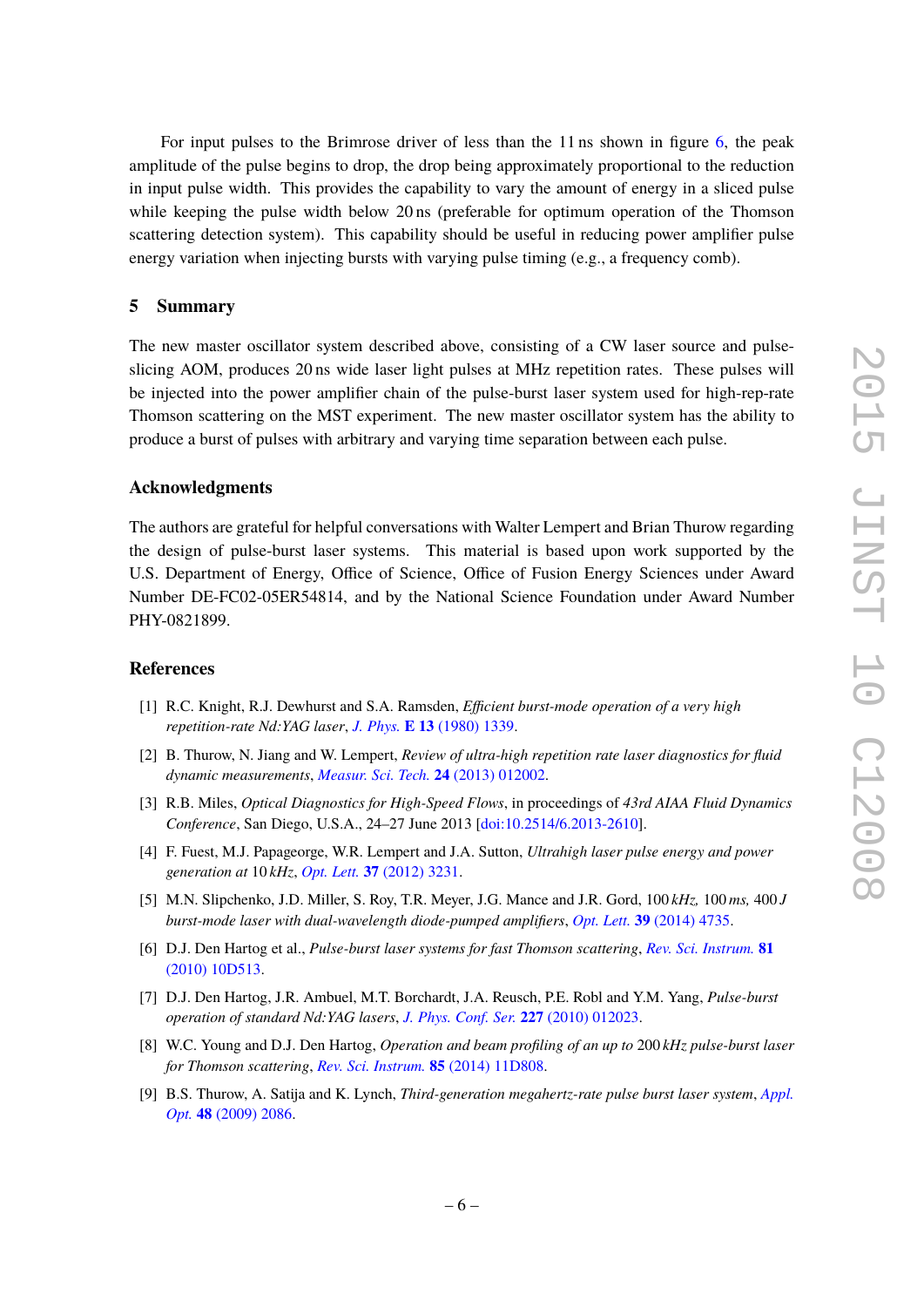For input pulses to the Brimrose driver of less than the 11 ns shown in figure 6, the peak amplitude of the pulse begins to drop, the drop being approximately proportional to the reduction in input pulse width. This provides the capability to vary the amount of energy in a sliced pulse while keeping the pulse width below 20 ns (preferable for optimum operation of the Thomson scattering detection system). This capability should be useful in reducing power amplifier pulse energy variation when injecting bursts with varying pulse timing (e.g., a frequency comb).

## 5 Summary

The new master oscillator system described above, consisting of a CW laser source and pulse-slicing AOM, produces 20 ns wide laser light pulses at MHz repetition rates. These pulses will be injected into the power amplifier chain of the pulse-burst laser system used for high-rep-rate Thomson scattering on the MST experiment. The new master oscillator system has the ability to produce a burst of pulses with arbitrary and varying time separation between each pulse.

## Acknowledgments

The authors are grateful for helpful conversations with Walter Lempert and Brian Thurow regarding the design of pulse-burst laser systems. This material is based upon work supported by the U.S. Department of Energy, Office of Science, Office of Fusion Energy Sciences under Award Number DE-FC02-05ER54814, and by the National Science Foundation under Award Number PHY-0821899.

## References

[1] R.C. Knight, R.J. Dewhurst and S.A. Ramsden, *Efficient burst-mode operation of a very high repetition-rate Nd:YAG laser*, J. Phys. **E 13** (1980) 1339.

[2] B. Thurow, N. Jiang and W. Lempert, *Review of ultra-high repetition rate laser diagnostics for fluid dynamic measurements*, Measur. Sci. Tech. **24** (2013) 012002.

[3] R.B. Miles, *Optical Diagnostics for High-Speed Flows*, in proceedings of *43rd AIAA Fluid Dynamics Conference*, San Diego, U.S.A., 24–27 June 2013 [doi:10.2514/6.2013-2610].

[4] F. Fuest, M.J. Papageorge, W.R. Lempert and J.A. Sutton, *Ultrahigh laser pulse energy and power generation at* 10 *kHz*, Opt. Lett. **37** (2012) 3231.

[5] M.N. Slipchenko, J.D. Miller, S. Roy, T.R. Meyer, J.G. Mance and J.R. Gord, 100 *kHz,* 100 *ms,* 400 *J burst-mode laser with dual-wavelength diode-pumped amplifiers*, Opt. Lett. **39** (2014) 4735.

[6] D.J. Den Hartog et al., *Pulse-burst laser systems for fast Thomson scattering*, Rev. Sci. Instrum. **81** (2010) 10D513.

[7] D.J. Den Hartog, J.R. Ambuel, M.T. Borchardt, J.A. Reusch, P.E. Robl and Y.M. Yang, *Pulse-burst operation of standard Nd:YAG lasers*, J. Phys. Conf. Ser. **227** (2010) 012023.

[8] W.C. Young and D.J. Den Hartog, *Operation and beam profiling of an up to* 200 *kHz pulse-burst laser for Thomson scattering*, Rev. Sci. Instrum. **85** (2014) 11D808.

[9] B.S. Thurow, A. Satija and K. Lynch, *Third-generation megahertz-rate pulse burst laser system*, Appl. Opt. **48** (2009) 2086.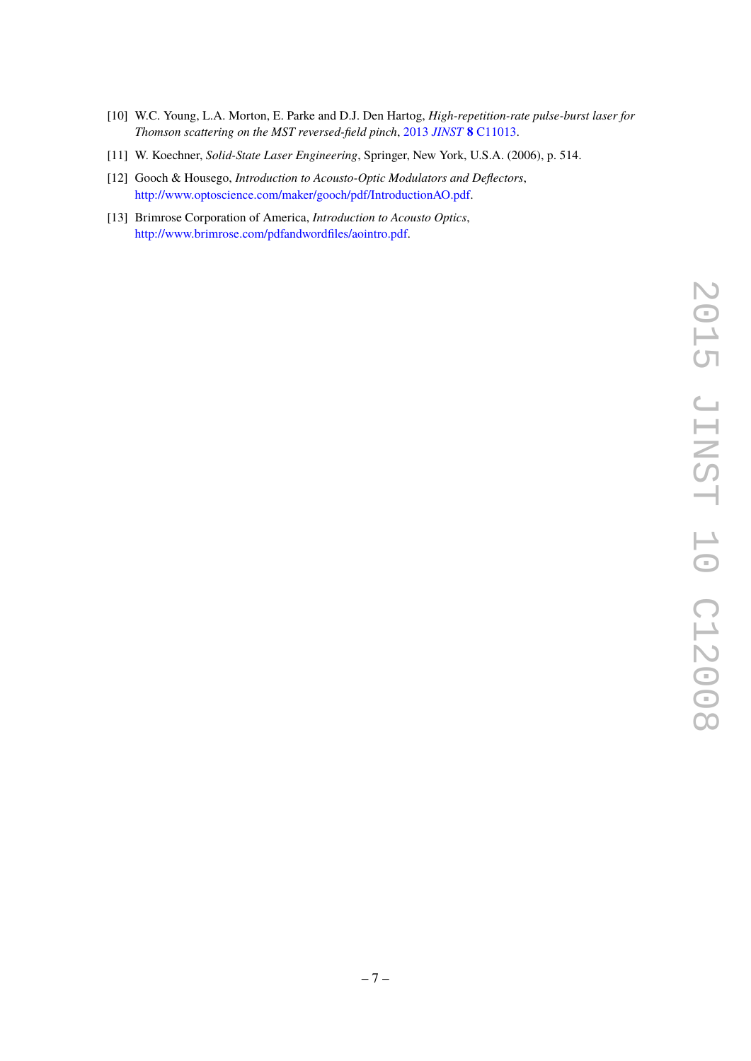[10] W.C. Young, L.A. Morton, E. Parke and D.J. Den Hartog, *High-repetition-rate pulse-burst laser for Thomson scattering on the MST reversed-field pinch*, 2013 *JINST* **8** C11013.

[11] W. Koechner, *Solid-State Laser Engineering*, Springer, New York, U.S.A. (2006), p. 514.

[12] Gooch & Housego, *Introduction to Acousto-Optic Modulators and Deflectors*, http://www.optoscience.com/maker/gooch/pdf/IntroductionAO.pdf.

[13] Brimrose Corporation of America, *Introduction to Acousto Optics*, http://www.brimrose.com/pdfandwordfiles/aointro.pdf.